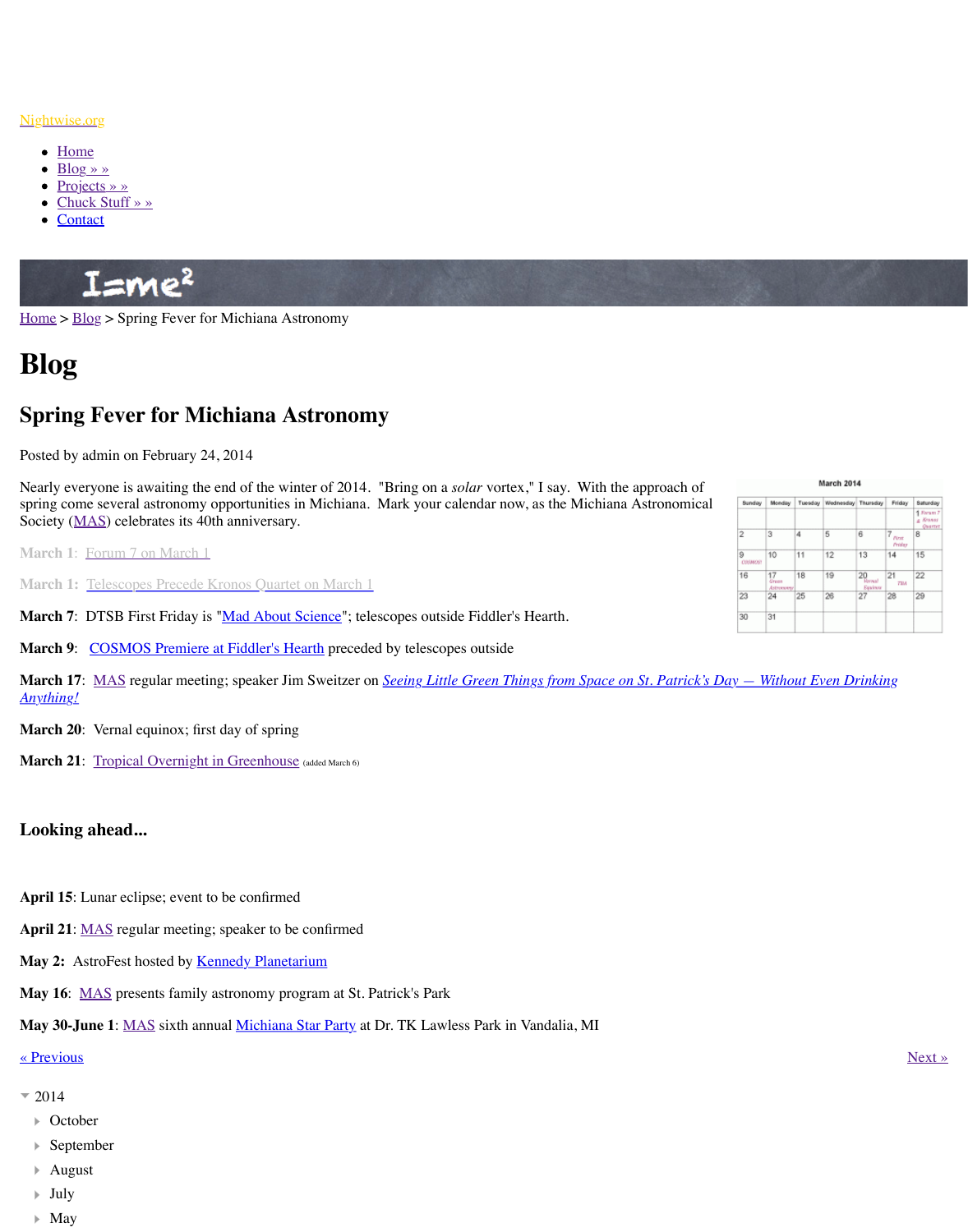Nightwise.org

- Home
- Blog » »
- Projects » »
- Chuck Stuff » »
- Contact

Home > Blog > Spring Fever for Michiana Astronomy

# Blog

## Spring Fever for Michiana Astronomy

Posted by admin on February 24, 2014

Nearly everyone is awaiting the end of the winter of 2014. "Bring on a *solar* vortex," I say. With the approach of spring come several astronomy opportunities in Michiana. Mark your calendar now, as the Michiana Astronomical Society (MAS) celebrates its 40th anniversary.

**March 1**: Forum 7 on March 1

**March 1:** Telescopes Precede Kronos Quartet on March 1

**March 7**: DTSB First Friday is "Mad About Science"; telescopes outside Fiddler's Hearth.

**March 9**: COSMOS Premiere at Fiddler's Hearth preceded by telescopes outside

**March 17**: MAS regular meeting; speaker Jim Sweitzer on *Seeing Little Green Things from Space on St. Patrick's Day — Without Even Drinking Anything!*

**March 20**: Vernal equinox; first day of spring

**March 21**: Tropical Overnight in Greenhouse (added March 6)

### Looking ahead...

**April 15**: Lunar eclipse; event to be confirmed

**April 21**: MAS regular meeting; speaker to be confirmed

**May 2:** AstroFest hosted by Kennedy Planetarium

**May 16**: MAS presents family astronomy program at St. Patrick's Park

**May 30-June 1**: MAS sixth annual Michiana Star Party at Dr. TK Lawless Park in Vandalia, MI

« Previous

Next »

- 2014
  - October
  - September
  - August
  - July
  - May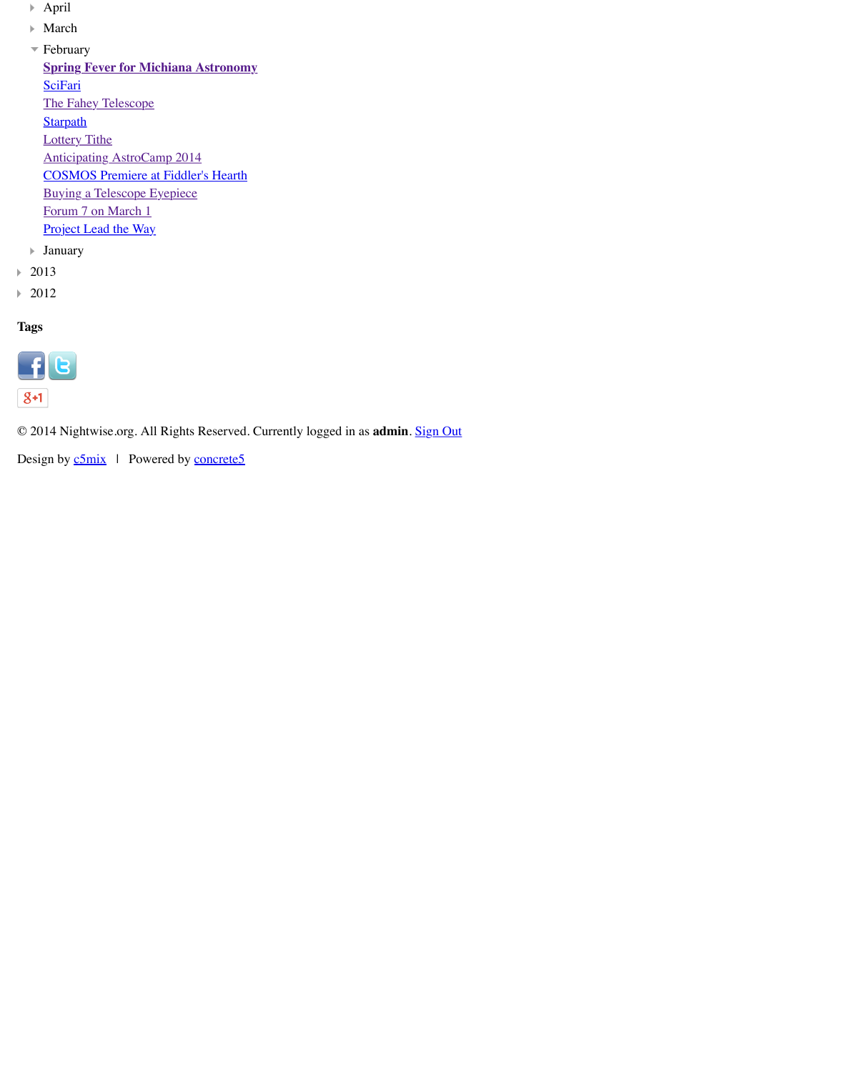- April
- March
- February
  - **Spring Fever for Michiana Astronomy**
  - SciFari
  - The Fahey Telescope
  - Starpath
  - Lottery Tithe
  - Anticipating AstroCamp 2014
  - COSMOS Premiere at Fiddler's Hearth
  - Buying a Telescope Eyepiece
  - Forum 7 on March 1
  - Project Lead the Way
- January

- 2013
- 2012

### Tags

© 2014 Nightwise.org. All Rights Reserved. Currently logged in as **admin**. Sign Out

Design by c5mix | Powered by concrete5